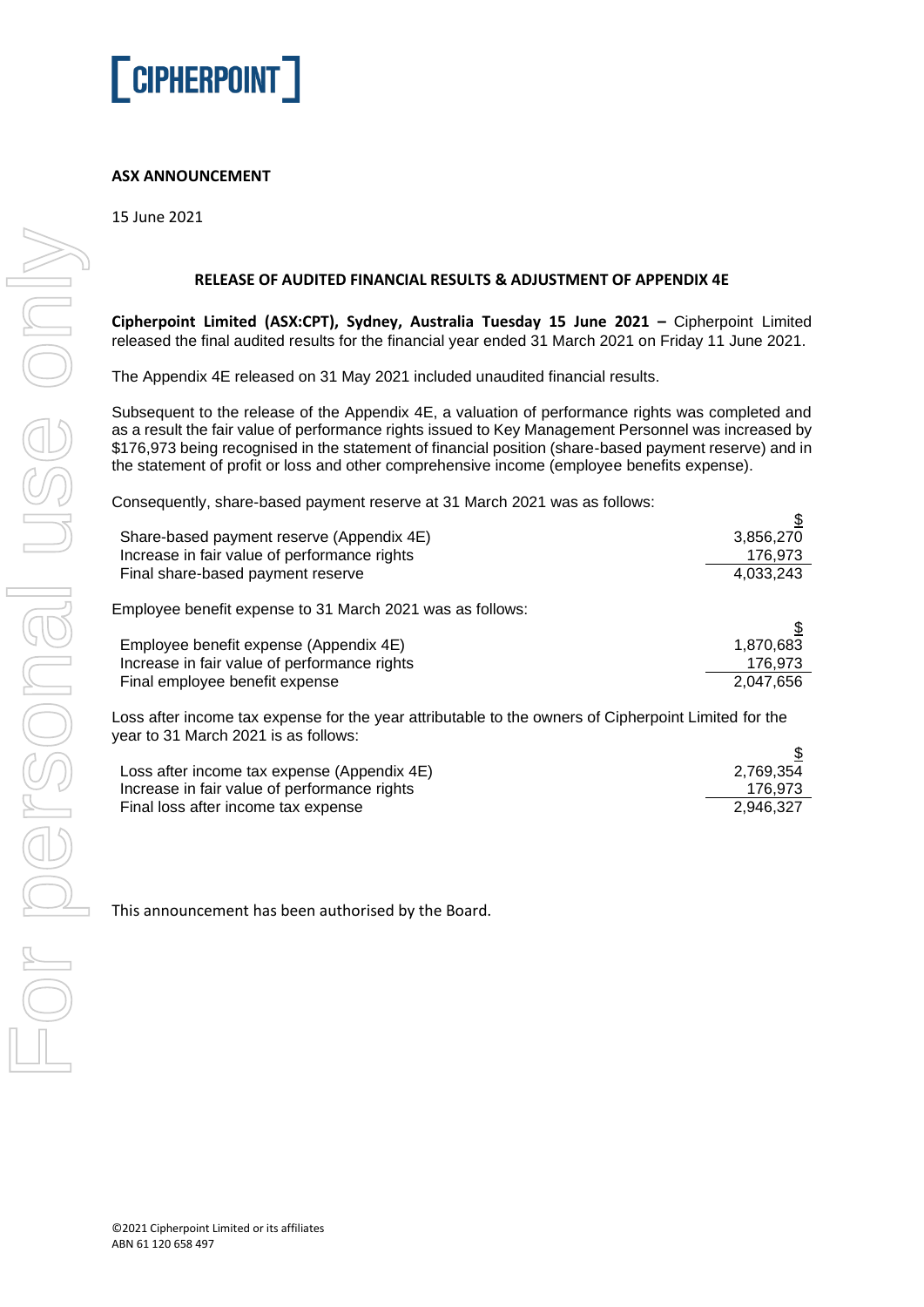**ASX ANNOUNCEMENT**

15 June 2021

**RELEASE OF AUDITED FINANCIAL RESULTS & ADJUSTMENT OF APPENDIX 4E**

**Cipherpoint Limited (ASX:CPT), Sydney, Australia Tuesday 15 June 2021 –** Cipherpoint Limited released the final audited results for the financial year ended 31 March 2021 on Friday 11 June 2021.

The Appendix 4E released on 31 May 2021 included unaudited financial results.

Subsequent to the release of the Appendix 4E, a valuation of performance rights was completed and as a result the fair value of performance rights issued to Key Management Personnel was increased by $176,973 being recognised in the statement of financial position (share-based payment reserve) and in the statement of profit or loss and other comprehensive income (employee benefits expense).

Consequently, share-based payment reserve at 31 March 2021 was as follows:

| | $ |
|---|---|
| Share-based payment reserve (Appendix 4E) | 3,856,270 |
| Increase in fair value of performance rights | 176,973 |
| Final share-based payment reserve | 4,033,243 |

Employee benefit expense to 31 March 2021 was as follows:

| | $ |
|---|---|
| Employee benefit expense (Appendix 4E) | 1,870,683 |
| Increase in fair value of performance rights | 176,973 |
| Final employee benefit expense | 2,047,656 |

Loss after income tax expense for the year attributable to the owners of Cipherpoint Limited for the year to 31 March 2021 is as follows:

| | $ |
|---|---|
| Loss after income tax expense (Appendix 4E) | 2,769,354 |
| Increase in fair value of performance rights | 176,973 |
| Final loss after income tax expense | 2,946,327 |

This announcement has been authorised by the Board.

©2021 Cipherpoint Limited or its affiliates
ABN 61 120 658 497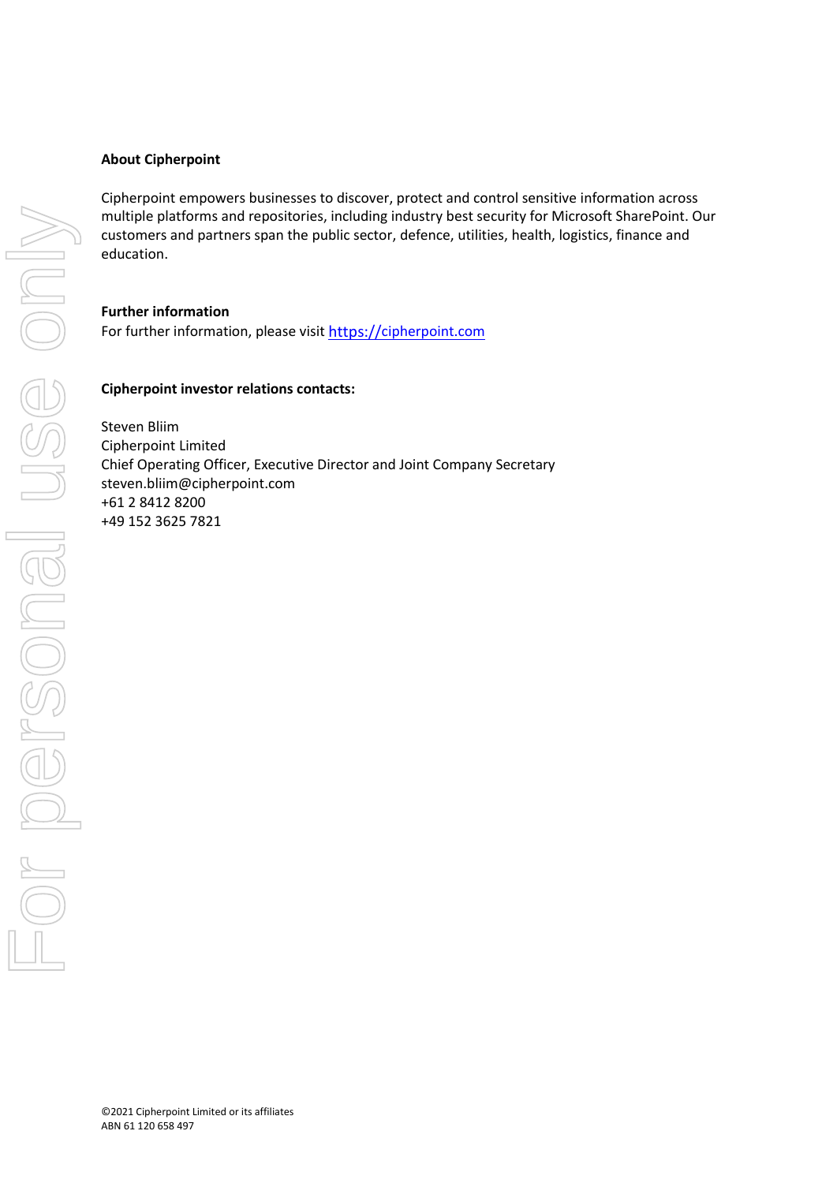**About Cipherpoint**

Cipherpoint empowers businesses to discover, protect and control sensitive information across multiple platforms and repositories, including industry best security for Microsoft SharePoint. Our customers and partners span the public sector, defence, utilities, health, logistics, finance and education.

**Further information**

For further information, please visit https://cipherpoint.com

**Cipherpoint investor relations contacts:**

Steven Bliim
Cipherpoint Limited
Chief Operating Officer, Executive Director and Joint Company Secretary
steven.bliim@cipherpoint.com
+61 2 8412 8200
+49 152 3625 7821

©2021 Cipherpoint Limited or its affiliates
ABN 61 120 658 497